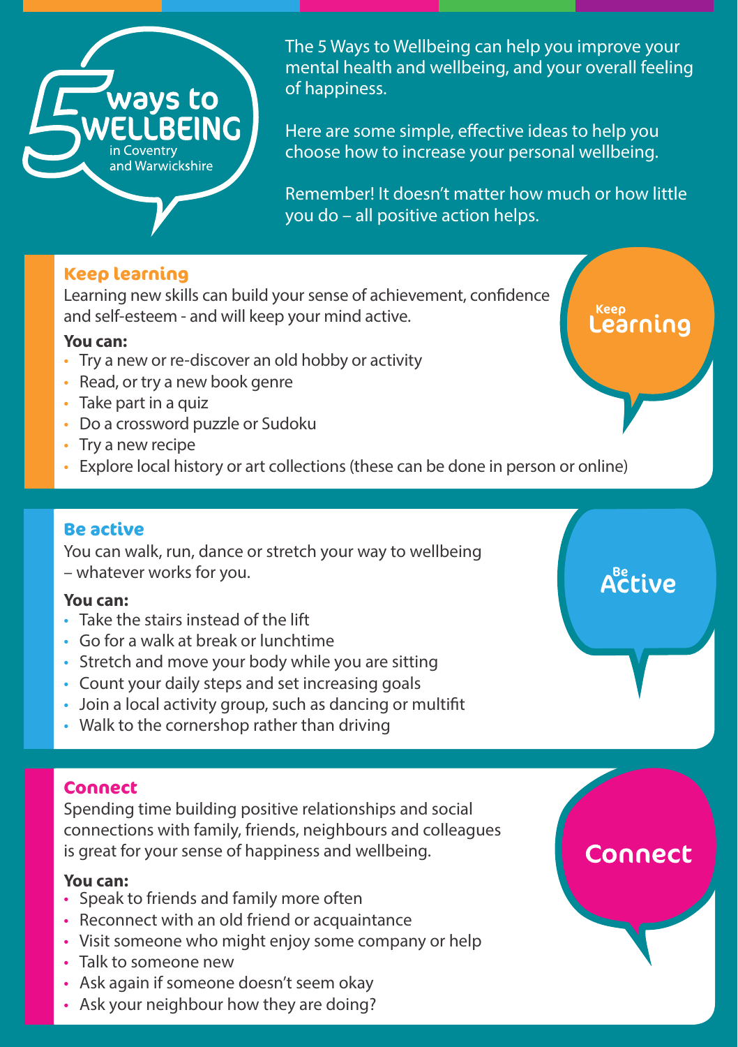# 5 ways to WELLBEING in Coventry and Warwickshire

The 5 Ways to Wellbeing can help you improve your mental health and wellbeing, and your overall feeling of happiness.

Here are some simple, effective ideas to help you choose how to increase your personal wellbeing.

Remember! It doesn't matter how much or how little you do – all positive action helps.

## Keep learning

Learning new skills can build your sense of achievement, confidence and self-esteem - and will keep your mind active.

**You can:**

- Try a new or re-discover an old hobby or activity
- Read, or try a new book genre
- Take part in a quiz
- Do a crossword puzzle or Sudoku
- Try a new recipe
- Explore local history or art collections (these can be done in person or online)

## Be active

You can walk, run, dance or stretch your way to wellbeing – whatever works for you.

**You can:**

- Take the stairs instead of the lift
- Go for a walk at break or lunchtime
- Stretch and move your body while you are sitting
- Count your daily steps and set increasing goals
- Join a local activity group, such as dancing or multifit
- Walk to the cornershop rather than driving

## Connect

Spending time building positive relationships and social connections with family, friends, neighbours and colleagues is great for your sense of happiness and wellbeing.

**You can:**

- Speak to friends and family more often
- Reconnect with an old friend or acquaintance
- Visit someone who might enjoy some company or help
- Talk to someone new
- Ask again if someone doesn't seem okay
- Ask your neighbour how they are doing?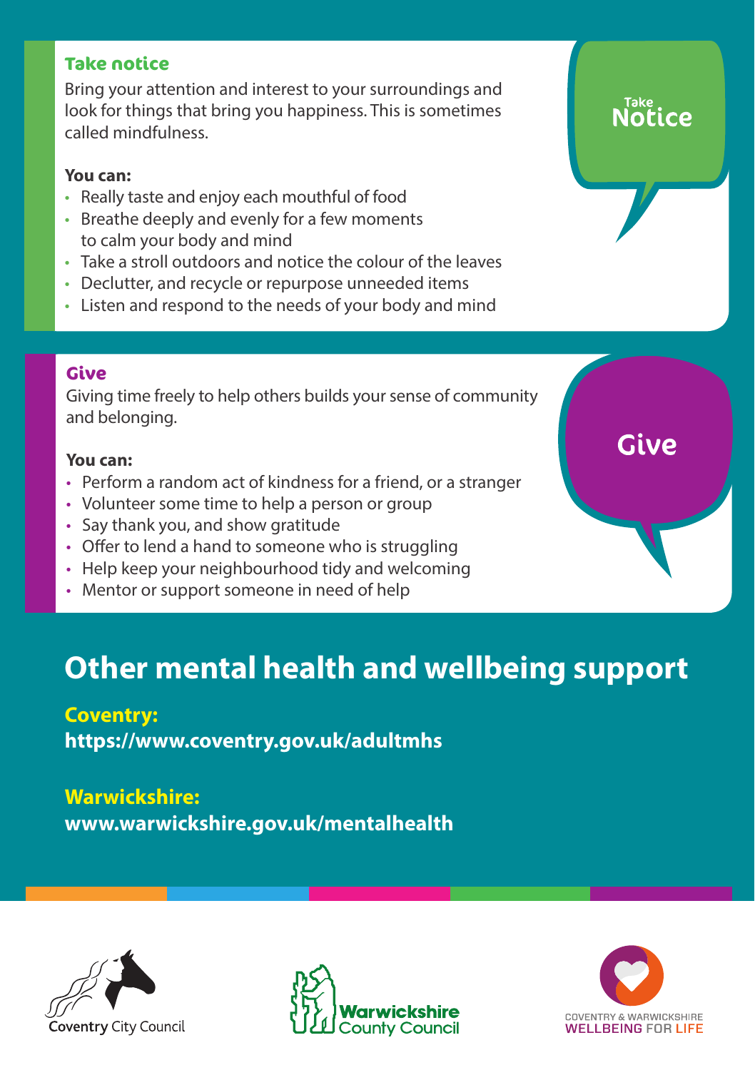### Take notice

Bring your attention and interest to your surroundings and look for things that bring you happiness. This is sometimes called mindfulness.

**You can:**

- Really taste and enjoy each mouthful of food
- Breathe deeply and evenly for a few moments to calm your body and mind
- Take a stroll outdoors and notice the colour of the leaves
- Declutter, and recycle or repurpose unneeded items
- Listen and respond to the needs of your body and mind

Take Notice

### Give

Giving time freely to help others builds your sense of community and belonging.

**You can:**

- Perform a random act of kindness for a friend, or a stranger
- Volunteer some time to help a person or group
- Say thank you, and show gratitude
- Offer to lend a hand to someone who is struggling
- Help keep your neighbourhood tidy and welcoming
- Mentor or support someone in need of help

Give

## Other mental health and wellbeing support

**Coventry:**
**https://www.coventry.gov.uk/adultmhs**

**Warwickshire:**
**www.warwickshire.gov.uk/mentalhealth**

Coventry City Council

Warwickshire County Council

COVENTRY & WARWICKSHIRE WELLBEING FOR LIFE